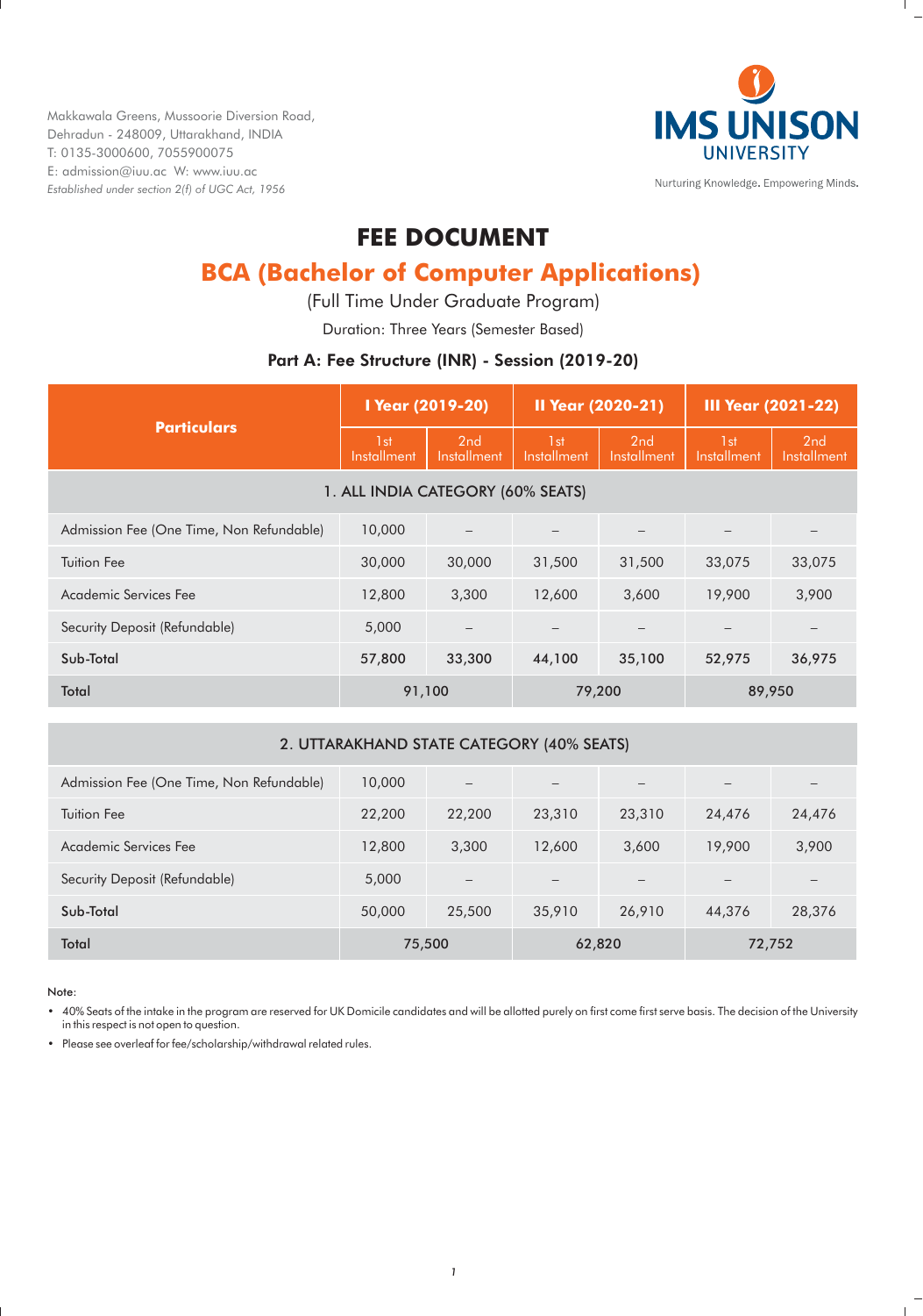Makkawala Greens, Mussoorie Diversion Road,
Dehradun - 248009, Uttarakhand, INDIA
T: 0135-3000600, 7055900075
E: admission@iuu.ac W: www.iuu.ac
*Established under section 2(f) of UGC Act, 1956*

IMS UNISON UNIVERSITY

Nurturing Knowledge. Empowering Minds.

# FEE DOCUMENT

## BCA (Bachelor of Computer Applications)

(Full Time Under Graduate Program)

Duration: Three Years (Semester Based)

### Part A: Fee Structure (INR) - Session (2019-20)

| Particulars | I Year (2019-20) | | II Year (2020-21) | | III Year (2021-22) | |
|---|---|---|---|---|---|---|
| | 1st Installment | 2nd Installment | 1st Installment | 2nd Installment | 1st Installment | 2nd Installment |
| **1. ALL INDIA CATEGORY (60% SEATS)** | | | | | | |
| Admission Fee (One Time, Non Refundable) | 10,000 | – | – | – | – | – |
| Tuition Fee | 30,000 | 30,000 | 31,500 | 31,500 | 33,075 | 33,075 |
| Academic Services Fee | 12,800 | 3,300 | 12,600 | 3,600 | 19,900 | 3,900 |
| Security Deposit (Refundable) | 5,000 | – | – | – | – | – |
| Sub-Total | 57,800 | 33,300 | 44,100 | 35,100 | 52,975 | 36,975 |
| Total | 91,100 | | 79,200 | | 89,950 | |
| **2. UTTARAKHAND STATE CATEGORY (40% SEATS)** | | | | | | |
| Admission Fee (One Time, Non Refundable) | 10,000 | – | – | – | – | – |
| Tuition Fee | 22,200 | 22,200 | 23,310 | 23,310 | 24,476 | 24,476 |
| Academic Services Fee | 12,800 | 3,300 | 12,600 | 3,600 | 19,900 | 3,900 |
| Security Deposit (Refundable) | 5,000 | – | – | – | – | – |
| Sub-Total | 50,000 | 25,500 | 35,910 | 26,910 | 44,376 | 28,376 |
| Total | 75,500 | | 62,820 | | 72,752 | |

Note:

- 40% Seats of the intake in the program are reserved for UK Domicile candidates and will be allotted purely on first come first serve basis. The decision of the University in this respect is not open to question.
- Please see overleaf for fee/scholarship/withdrawal related rules.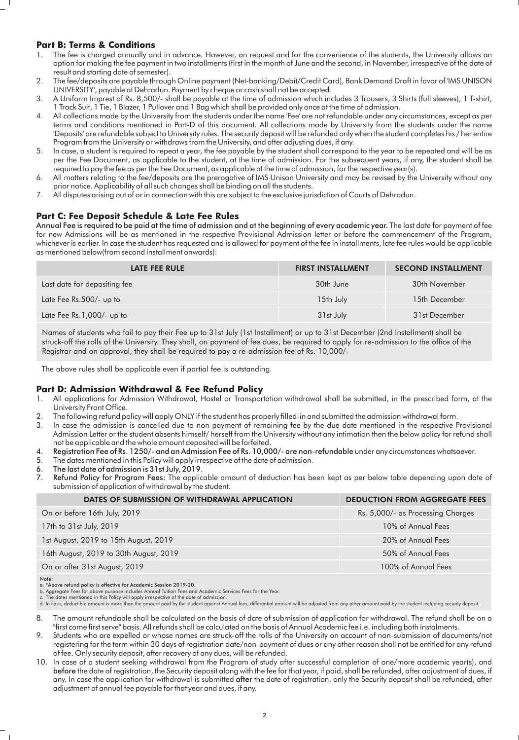## Part B: Terms & Conditions

1. The fee is charged annually and in advance. However, on request and for the convenience of the students, the University allows an option for making the fee payment in two installments (first in the month of June and the second, in November, irrespective of the date of result and starting date of semester).
2. The fee/deposits are payable through Online payment (Net-banking/Debit/Credit Card), Bank Demand Draft in favor of 'IMS UNISON UNIVERSITY', payable at Dehradun. Payment by cheque or cash shall not be accepted.
3. A Uniform Imprest of Rs. 8,500/- shall be payable at the time of admission which includes 3 Trousers, 3 Shirts (full sleeves), 1 T-shirt, 1 Track Suit, 1 Tie, 1 Blazer, 1 Pullover and 1 Bag which shall be provided only once at the time of admission.
4. All collections made by the University from the students under the name 'Fee' are not refundable under any circumstances, except as per terms and conditions mentioned in Part-D of this document. All collections made by University from the students under the name 'Deposits' are refundable subject to University rules. The security deposit will be refunded only when the student completes his / her entire Program from the University or withdraws from the University, and after adjusting dues, if any.
5. In case, a student is required to repeat a year, the fee payable by the student shall correspond to the year to be repeated and will be as per the Fee Document, as applicable to the student, at the time of admission. For the subsequent years, if any, the student shall be required to pay the fee as per the Fee Document, as applicable at the time of admission, for the respective year(s).
6. All matters relating to the fee/deposits are the prerogative of IMS Unison University and may be revised by the University without any prior notice. Applicability of all such changes shall be binding on all the students.
7. All disputes arising out of or in connection with this are subject to the exclusive jurisdiction of Courts of Dehradun.

## Part C: Fee Deposit Schedule & Late Fee Rules

Annual Fee is required to be paid at the time of admission and at the beginning of every academic year. The last date for payment of fee for new Admissions will be as mentioned in the respective Provisional Admission letter or before the commencement of the Program, whichever is earlier. In case the student has requested and is allowed for payment of the fee in installments, late fee rules would be applicable as mentioned below(from second installment onwards):

| LATE FEE RULE | FIRST INSTALLMENT | SECOND INSTALLMENT |
|---|---|---|
| Last date for depositing fee | 30th June | 30th November |
| Late Fee Rs.500/- up to | 15th July | 15th December |
| Late Fee Rs.1,000/- up to | 31st July | 31st December |

Names of students who fail to pay their Fee up to 31st July (1st Installment) or up to 31st December (2nd Installment) shall be struck-off the rolls of the University. They shall, on payment of fee dues, be required to apply for re-admission to the office of the Registrar and on approval, they shall be required to pay a re-admission fee of Rs. 10,000/-

The above rules shall be applicable even if partial fee is outstanding.

## Part D: Admission Withdrawal & Fee Refund Policy

1. All applications for Admission Withdrawal, Hostel or Transportation withdrawal shall be submitted, in the prescribed form, at the University Front Office.
2. The following refund policy will apply ONLY if the student has properly filled-in and submitted the admission withdrawal form.
3. In case the admission is cancelled due to non-payment of remaining fee by the due date mentioned in the respective Provisional Admission Letter or the student absents himself/ herself from the University without any intimation then the below policy for refund shall not be applicable and the whole amount deposited will be forfeited.
4. **Registration Fee of Rs. 1250/- and an Admission Fee of Rs. 10,000/- are non-refundable** under any circumstances whatsoever.
5. The dates mentioned in this Policy will apply irrespective of the date of admission.
6. **The last date of admission is 31st July, 2019.**
7. **Refund Policy for Program Fees**: The applicable amount of deduction has been kept as per below table depending upon date of submission of application of withdrawal by the student.

| DATES OF SUBMISSION OF WITHDRAWAL APPLICATION | DEDUCTION FROM AGGREGATE FEES |
|---|---|
| On or before 16th July, 2019 | Rs. 5,000/- as Processing Charges |
| 17th to 31st July, 2019 | 10% of Annual Fees |
| 1st August, 2019 to 15th August, 2019 | 20% of Annual Fees |
| 16th August, 2019 to 30th August, 2019 | 50% of Annual Fees |
| On or after 31st August, 2019 | 100% of Annual Fees |

Note:
a. *Above refund policy is effective for Academic Session 2019-20.
b. Aggregate Fees for above purpose includes Annual Tuition Fees and Academic Services Fees for the Year.
c. The dates mentioned in this Policy will apply irrespective of the date of admission.
d. In case, deductible amount is more than the amount paid by the student against Annual fees, differential amount will be adjusted from any other amount paid by the student including security deposit.

8. The amount refundable shall be calculated on the basis of date of submission of application for withdrawal. The refund shall be on a "first come first serve" basis. All refunds shall be calculated on the basis of Annual Academic fee i.e. including both instalments.
9. Students who are expelled or whose names are struck-off the rolls of the University on account of non-submission of documents/not registering for the term within 30 days of registration date/non-payment of dues or any other reason shall not be entitled for any refund of fee. Only security deposit, after recovery of any dues, will be refunded.
10. In case of a student seeking withdrawal from the Program of study after successful completion of one/more academic year(s), and **before** the date of registration, the Security deposit along with the fee for that year, if paid, shall be refunded, after adjustment of dues, if any. In case the application for withdrawal is submitted **after** the date of registration, only the Security deposit shall be refunded, after adjustment of annual fee payable for that year and dues, if any.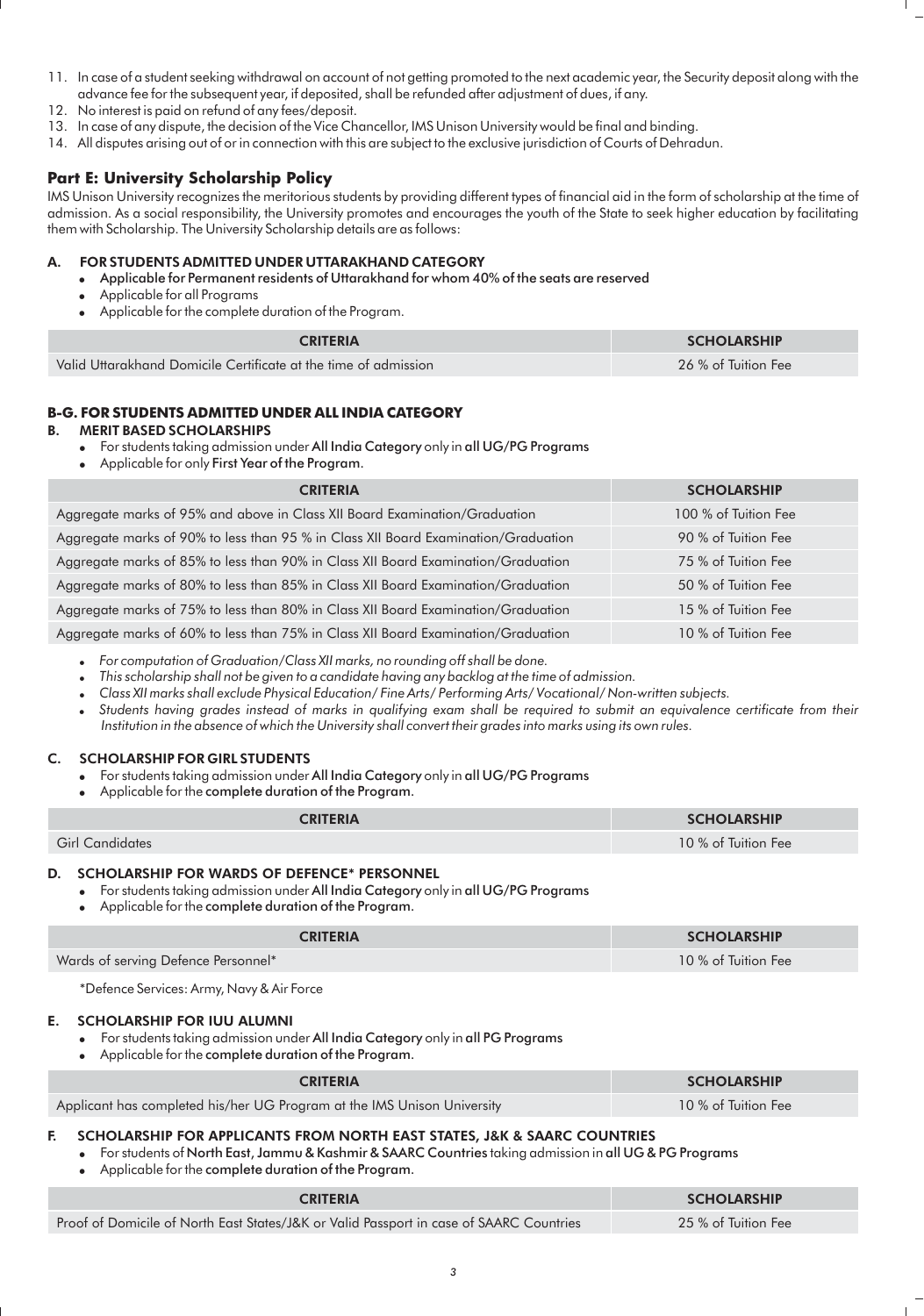11. In case of a student seeking withdrawal on account of not getting promoted to the next academic year, the Security deposit along with the advance fee for the subsequent year, if deposited, shall be refunded after adjustment of dues, if any.
12. No interest is paid on refund of any fees/deposit.
13. In case of any dispute, the decision of the Vice Chancellor, IMS Unison University would be final and binding.
14. All disputes arising out of or in connection with this are subject to the exclusive jurisdiction of Courts of Dehradun.

## Part E: University Scholarship Policy

IMS Unison University recognizes the meritorious students by providing different types of financial aid in the form of scholarship at the time of admission. As a social responsibility, the University promotes and encourages the youth of the State to seek higher education by facilitating them with Scholarship. The University Scholarship details are as follows:

### A. FOR STUDENTS ADMITTED UNDER UTTARAKHAND CATEGORY

- **Applicable for Permanent residents of Uttarakhand for whom 40% of the seats are reserved**
- Applicable for all Programs
- Applicable for the complete duration of the Program.

| CRITERIA | SCHOLARSHIP |
|---|---|
| Valid Uttarakhand Domicile Certificate at the time of admission | 26 % of Tuition Fee |

### B-G. FOR STUDENTS ADMITTED UNDER ALL INDIA CATEGORY

### B. MERIT BASED SCHOLARSHIPS

- For students taking admission under **All India Category** only in **all UG/PG Programs**
- Applicable for only **First Year of the Program**.

| CRITERIA | SCHOLARSHIP |
|---|---|
| Aggregate marks of 95% and above in Class XII Board Examination/Graduation | 100 % of Tuition Fee |
| Aggregate marks of 90% to less than 95 % in Class XII Board Examination/Graduation | 90 % of Tuition Fee |
| Aggregate marks of 85% to less than 90% in Class XII Board Examination/Graduation | 75 % of Tuition Fee |
| Aggregate marks of 80% to less than 85% in Class XII Board Examination/Graduation | 50 % of Tuition Fee |
| Aggregate marks of 75% to less than 80% in Class XII Board Examination/Graduation | 15 % of Tuition Fee |
| Aggregate marks of 60% to less than 75% in Class XII Board Examination/Graduation | 10 % of Tuition Fee |

- *For computation of Graduation/Class XII marks, no rounding off shall be done.*
- *This scholarship shall not be given to a candidate having any backlog at the time of admission.*
- *Class XII marks shall exclude Physical Education/ Fine Arts/ Performing Arts/ Vocational/ Non-written subjects.*
- *Students having grades instead of marks in qualifying exam shall be required to submit an equivalence certificate from their Institution in the absence of which the University shall convert their grades into marks using its own rules.*

### C. SCHOLARSHIP FOR GIRL STUDENTS

- For students taking admission under **All India Category** only in **all UG/PG Programs**
- Applicable for the **complete duration of the Program**.

| CRITERIA | SCHOLARSHIP |
|---|---|
| Girl Candidates | 10 % of Tuition Fee |

### D. SCHOLARSHIP FOR WARDS OF DEFENCE* PERSONNEL

- For students taking admission under **All India Category** only in **all UG/PG Programs**
- Applicable for the **complete duration of the Program**.

| CRITERIA | SCHOLARSHIP |
|---|---|
| Wards of serving Defence Personnel* | 10 % of Tuition Fee |

*Defence Services: Army, Navy & Air Force

### E. SCHOLARSHIP FOR IUU ALUMNI

- For students taking admission under **All India Category** only in **all PG Programs**
- Applicable for the **complete duration of the Program**.

| CRITERIA | SCHOLARSHIP |
|---|---|
| Applicant has completed his/her UG Program at the IMS Unison University | 10 % of Tuition Fee |

### F. SCHOLARSHIP FOR APPLICANTS FROM NORTH EAST STATES, J&K & SAARC COUNTRIES

- For students of **North East, Jammu & Kashmir & SAARC Countries** taking admission in **all UG & PG Programs**
- Applicable for the **complete duration of the Program**.

| CRITERIA | SCHOLARSHIP |
|---|---|
| Proof of Domicile of North East States/J&K or Valid Passport in case of SAARC Countries | 25 % of Tuition Fee |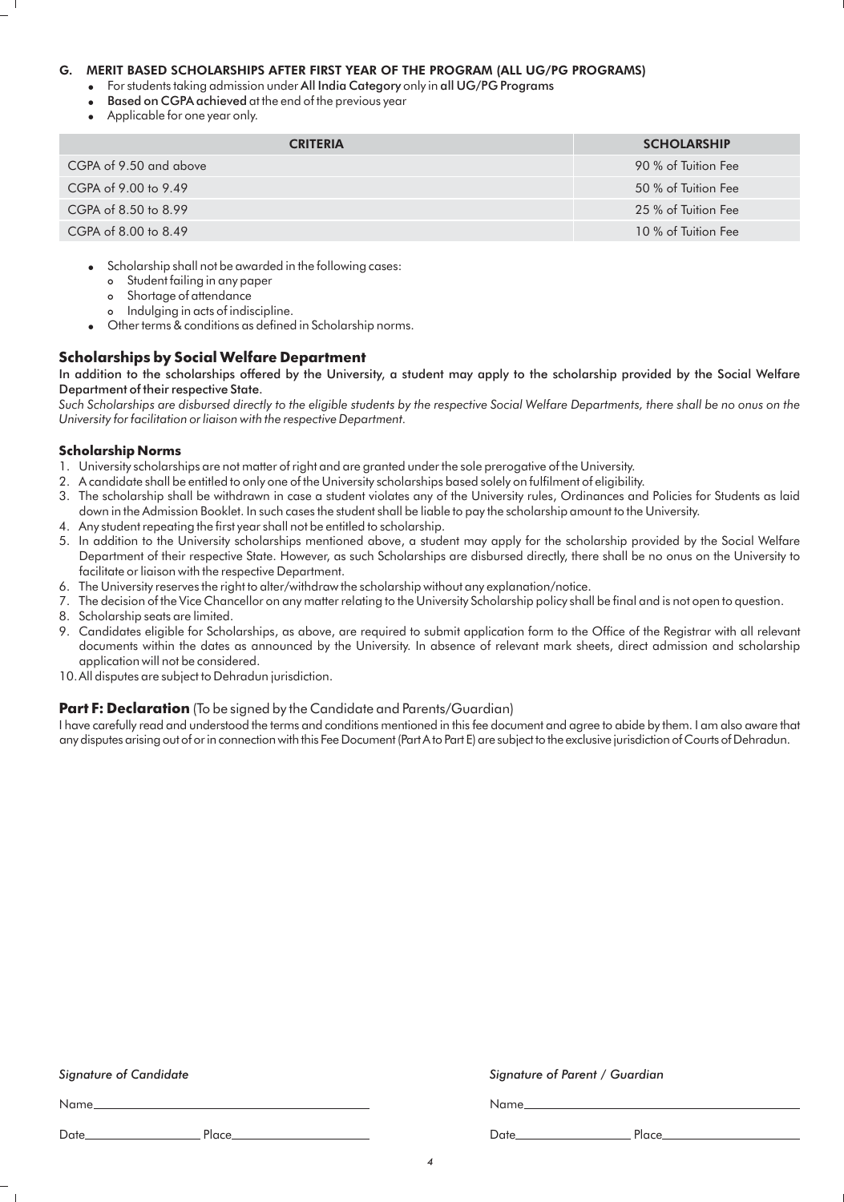### G. MERIT BASED SCHOLARSHIPS AFTER FIRST YEAR OF THE PROGRAM (ALL UG/PG PROGRAMS)

- For students taking admission under **All India Category** only in **all UG/PG Programs**
- **Based on CGPA achieved** at the end of the previous year
- Applicable for one year only.

| CRITERIA | SCHOLARSHIP |
|---|---|
| CGPA of 9.50 and above | 90 % of Tuition Fee |
| CGPA of 9.00 to 9.49 | 50 % of Tuition Fee |
| CGPA of 8.50 to 8.99 | 25 % of Tuition Fee |
| CGPA of 8.00 to 8.49 | 10 % of Tuition Fee |

- Scholarship shall not be awarded in the following cases:
  - Student failing in any paper
  - Shortage of attendance
  - Indulging in acts of indiscipline.
- Other terms & conditions as defined in Scholarship norms.

### Scholarships by Social Welfare Department

In addition to the scholarships offered by the University, a student may apply to the scholarship provided by the Social Welfare Department of their respective State.

*Such Scholarships are disbursed directly to the eligible students by the respective Social Welfare Departments, there shall be no onus on the University for facilitation or liaison with the respective Department.*

### Scholarship Norms

1. University scholarships are not matter of right and are granted under the sole prerogative of the University.
2. A candidate shall be entitled to only one of the University scholarships based solely on fulfilment of eligibility.
3. The scholarship shall be withdrawn in case a student violates any of the University rules, Ordinances and Policies for Students as laid down in the Admission Booklet. In such cases the student shall be liable to pay the scholarship amount to the University.
4. Any student repeating the first year shall not be entitled to scholarship.
5. In addition to the University scholarships mentioned above, a student may apply for the scholarship provided by the Social Welfare Department of their respective State. However, as such Scholarships are disbursed directly, there shall be no onus on the University to facilitate or liaison with the respective Department.
6. The University reserves the right to alter/withdraw the scholarship without any explanation/notice.
7. The decision of the Vice Chancellor on any matter relating to the University Scholarship policy shall be final and is not open to question.
8. Scholarship seats are limited.
9. Candidates eligible for Scholarships, as above, are required to submit application form to the Office of the Registrar with all relevant documents within the dates as announced by the University. In absence of relevant mark sheets, direct admission and scholarship application will not be considered.
10. All disputes are subject to Dehradun jurisdiction.

### Part F: Declaration (To be signed by the Candidate and Parents/Guardian)

I have carefully read and understood the terms and conditions mentioned in this fee document and agree to abide by them. I am also aware that any disputes arising out of or in connection with this Fee Document (Part A to Part E) are subject to the exclusive jurisdiction of Courts of Dehradun.

*Signature of Candidate*

Name\_\_\_\_\_\_\_\_\_\_\_\_\_\_\_\_\_\_\_\_

Date\_\_\_\_\_\_\_\_\_\_ Place\_\_\_\_\_\_\_\_\_\_

*Signature of Parent / Guardian*

Name\_\_\_\_\_\_\_\_\_\_\_\_\_\_\_\_\_\_\_\_

Date\_\_\_\_\_\_\_\_\_\_ Place\_\_\_\_\_\_\_\_\_\_